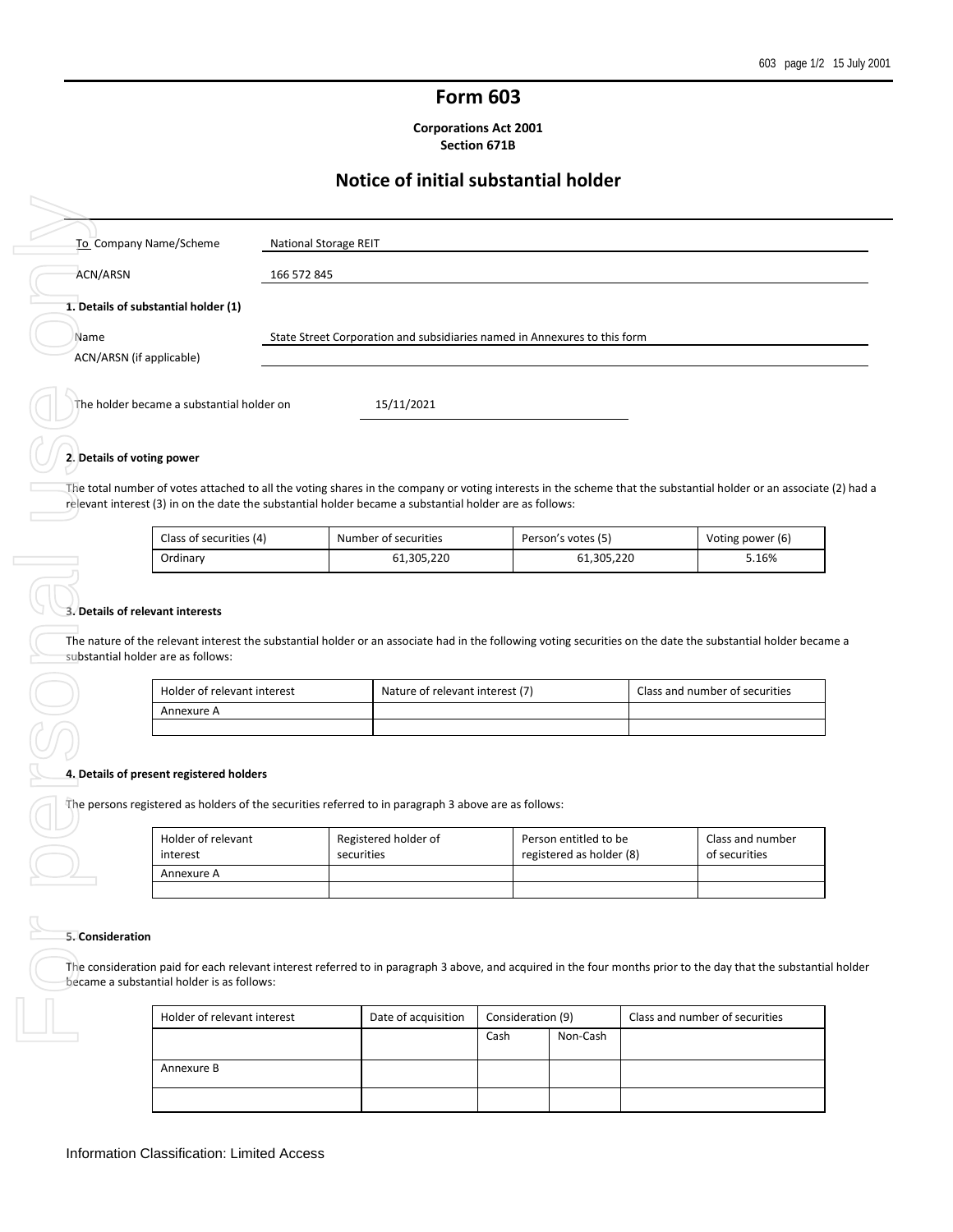# Form 603

**Corporations Act 2001**
**Section 671B**

## Notice of initial substantial holder

To Company Name/Scheme: National Storage REIT

ACN/ARSN: 166 572 845

**1. Details of substantial holder (1)**

Name: State Street Corporation and subsidiaries named in Annexures to this form

ACN/ARSN (if applicable):

The holder became a substantial holder on: 15/11/2021

**2. Details of voting power**

The total number of votes attached to all the voting shares in the company or voting interests in the scheme that the substantial holder or an associate (2) had a relevant interest (3) in on the date the substantial holder became a substantial holder are as follows:

| Class of securities (4) | Number of securities | Person's votes (5) | Voting power (6) |
|---|---|---|---|
| Ordinary | 61,305,220 | 61,305,220 | 5.16% |

**3. Details of relevant interests**

The nature of the relevant interest the substantial holder or an associate had in the following voting securities on the date the substantial holder became a substantial holder are as follows:

| Holder of relevant interest | Nature of relevant interest (7) | Class and number of securities |
|---|---|---|
| Annexure A | | |
| | | |

**4. Details of present registered holders**

The persons registered as holders of the securities referred to in paragraph 3 above are as follows:

| Holder of relevant interest | Registered holder of securities | Person entitled to be registered as holder (8) | Class and number of securities |
|---|---|---|---|
| Annexure A | | | |
| | | | |

**5. Consideration**

The consideration paid for each relevant interest referred to in paragraph 3 above, and acquired in the four months prior to the day that the substantial holder became a substantial holder is as follows:

| Holder of relevant interest | Date of acquisition | Consideration (9) | | Class and number of securities |
|---|---|---|---|---|
| | | Cash | Non-Cash | |
| Annexure B | | | | |
| | | | | |

Information Classification: Limited Access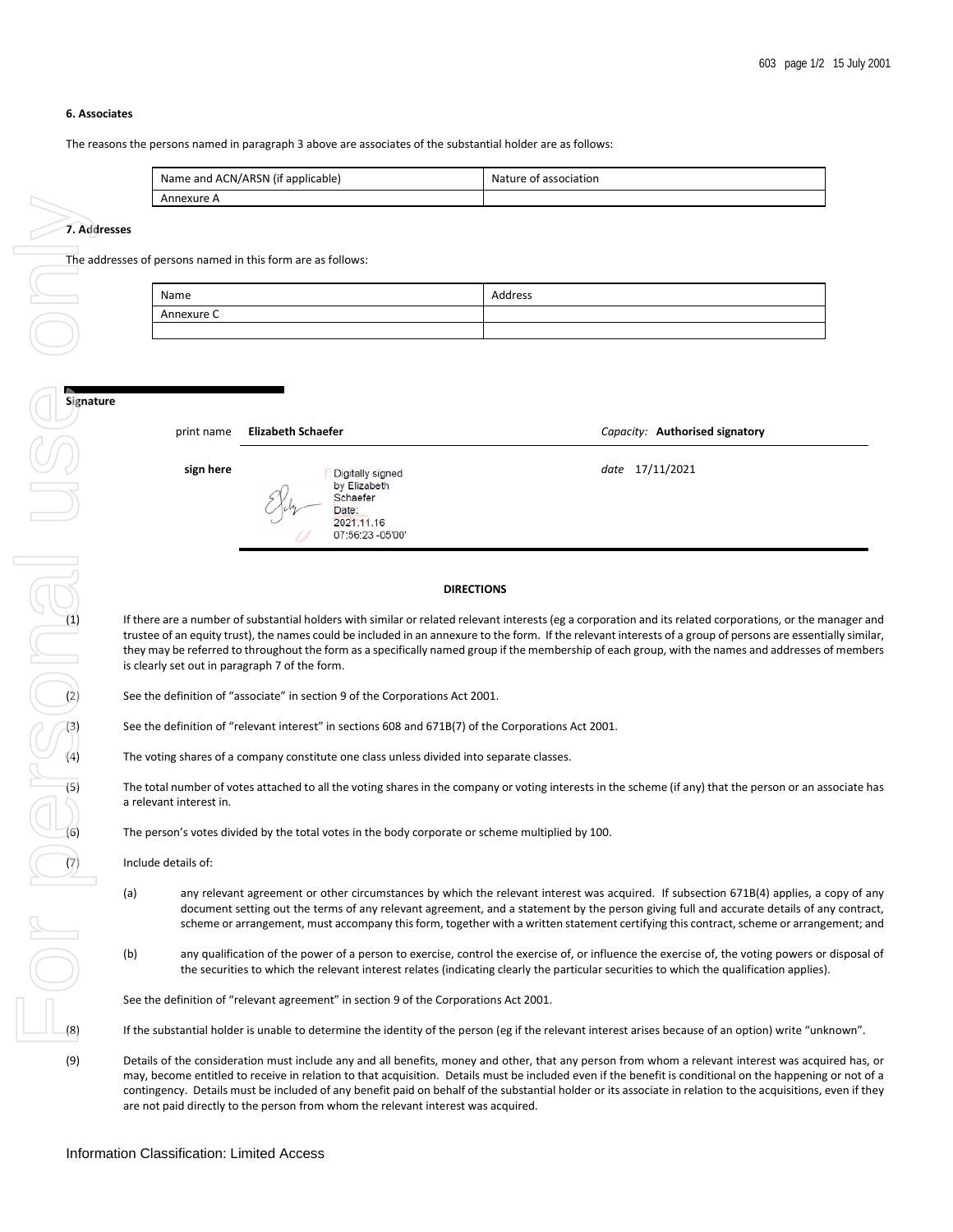### 6. Associates

The reasons the persons named in paragraph 3 above are associates of the substantial holder are as follows:

| Name and ACN/ARSN (if applicable) | Nature of association |
|---|---|
| Annexure A | |

### 7. Addresses

The addresses of persons named in this form are as follows:

| Name | Address |
|---|---|
| Annexure C | |
| | |

### Signature

| print name | **Elizabeth Schaefer** | *Capacity:* **Authorised signatory** |
|---|---|---|
| **sign here** | Digitally signed by Elizabeth Schaefer Date: 2021.11.16 07:56:23 -05'00' | *date* 17/11/2021 |

**DIRECTIONS**

(1) If there are a number of substantial holders with similar or related relevant interests (eg a corporation and its related corporations, or the manager and trustee of an equity trust), the names could be included in an annexure to the form. If the relevant interests of a group of persons are essentially similar, they may be referred to throughout the form as a specifically named group if the membership of each group, with the names and addresses of members is clearly set out in paragraph 7 of the form.

(2) See the definition of "associate" in section 9 of the Corporations Act 2001.

(3) See the definition of "relevant interest" in sections 608 and 671B(7) of the Corporations Act 2001.

(4) The voting shares of a company constitute one class unless divided into separate classes.

(5) The total number of votes attached to all the voting shares in the company or voting interests in the scheme (if any) that the person or an associate has a relevant interest in.

(6) The person's votes divided by the total votes in the body corporate or scheme multiplied by 100.

(7) Include details of:

(a) any relevant agreement or other circumstances by which the relevant interest was acquired. If subsection 671B(4) applies, a copy of any document setting out the terms of any relevant agreement, and a statement by the person giving full and accurate details of any contract, scheme or arrangement, must accompany this form, together with a written statement certifying this contract, scheme or arrangement; and

(b) any qualification of the power of a person to exercise, control the exercise of, or influence the exercise of, the voting powers or disposal of the securities to which the relevant interest relates (indicating clearly the particular securities to which the qualification applies).

See the definition of "relevant agreement" in section 9 of the Corporations Act 2001.

(8) If the substantial holder is unable to determine the identity of the person (eg if the relevant interest arises because of an option) write "unknown".

(9) Details of the consideration must include any and all benefits, money and other, that any person from whom a relevant interest was acquired has, or may, become entitled to receive in relation to that acquisition. Details must be included even if the benefit is conditional on the happening or not of a contingency. Details must be included of any benefit paid on behalf of the substantial holder or its associate in relation to the acquisitions, even if they are not paid directly to the person from whom the relevant interest was acquired.

Information Classification: Limited Access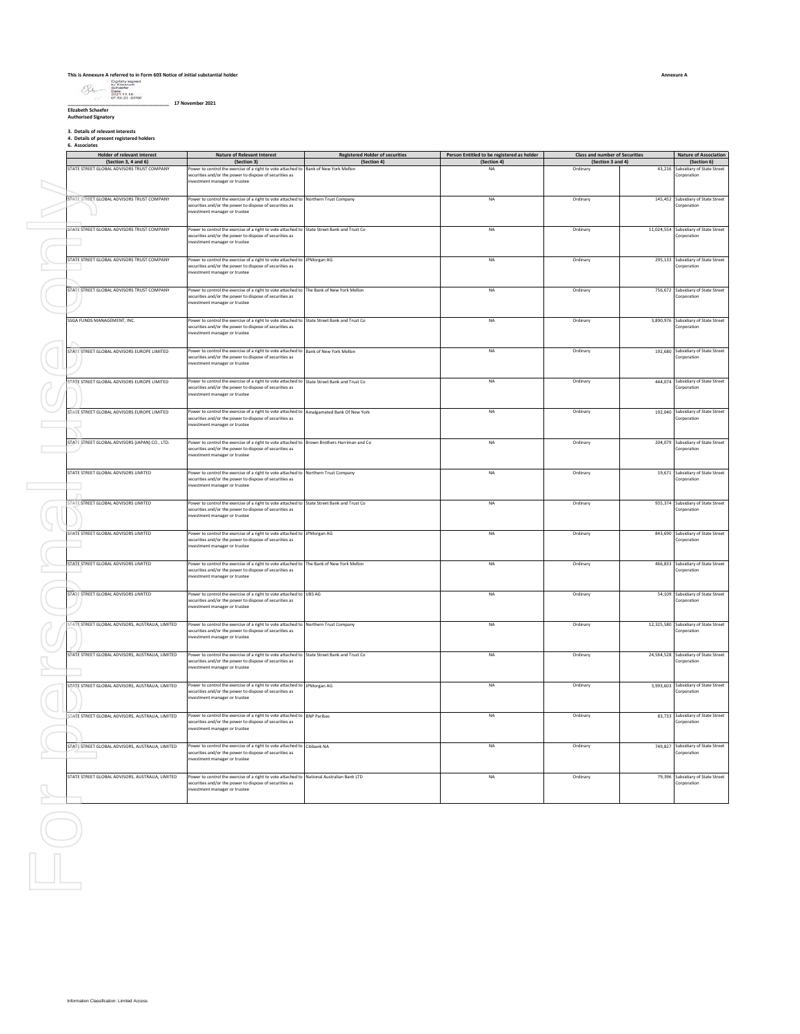This is Annexure A referred to in Form 603 Notice of initial substantial holder

**Annexure A**

Digitally signed by Elizabeth Schaefer Date: 2021.11.16 07:56:23 -05'00'

_____________________________ 17 November 2021

**Elizabeth Schaefer**
**Authorised Signatory**

**3. Details of relevant interests**
**4. Details of present registered holders**
**6. Associates**

| Holder of relevant interest (Section 3, 4 and 6) | Nature of Relevant Interest (Section 3) | Registered Holder of securities (Section 4) | Person Entitled to be registered as holder (Section 4) | Class and number of Securities (Section 3 and 4) | | Nature of Association (Section 6) |
|---|---|---|---|---|---|---|
| STATE STREET GLOBAL ADVISORS TRUST COMPANY | Power to control the exercise of a right to vote attached to securities and/or the power to dispose of securities as investment manager or trustee | Bank of New York Mellon | NA | Ordinary | 43,216 | Subsidiary of State Street Corporation |
| STATE STREET GLOBAL ADVISORS TRUST COMPANY | Power to control the exercise of a right to vote attached to securities and/or the power to dispose of securities as investment manager or trustee | Northern Trust Company | NA | Ordinary | 145,452 | Subsidiary of State Street Corporation |
| STATE STREET GLOBAL ADVISORS TRUST COMPANY | Power to control the exercise of a right to vote attached to securities and/or the power to dispose of securities as investment manager or trustee | State Street Bank and Trust Co | NA | Ordinary | 11,024,554 | Subsidiary of State Street Corporation |
| STATE STREET GLOBAL ADVISORS TRUST COMPANY | Power to control the exercise of a right to vote attached to securities and/or the power to dispose of securities as investment manager or trustee | JPMorgan AG | NA | Ordinary | 295,133 | Subsidiary of State Street Corporation |
| STATE STREET GLOBAL ADVISORS TRUST COMPANY | Power to control the exercise of a right to vote attached to securities and/or the power to dispose of securities as investment manager or trustee | The Bank of New York Mellon | NA | Ordinary | 756,672 | Subsidiary of State Street Corporation |
| SSGA FUNDS MANAGEMENT, INC. | Power to control the exercise of a right to vote attached to securities and/or the power to dispose of securities as investment manager or trustee | State Street Bank and Trust Co | NA | Ordinary | 3,890,976 | Subsidiary of State Street Corporation |
| STATE STREET GLOBAL ADVISORS EUROPE LIMITED | Power to control the exercise of a right to vote attached to securities and/or the power to dispose of securities as investment manager or trustee | Bank of New York Mellon | NA | Ordinary | 192,680 | Subsidiary of State Street Corporation |
| STATE STREET GLOBAL ADVISORS EUROPE LIMITED | Power to control the exercise of a right to vote attached to securities and/or the power to dispose of securities as investment manager or trustee | State Street Bank and Trust Co | NA | Ordinary | 444,074 | Subsidiary of State Street Corporation |
| STATE STREET GLOBAL ADVISORS EUROPE LIMITED | Power to control the exercise of a right to vote attached to securities and/or the power to dispose of securities as investment manager or trustee | Amalgamated Bank Of New York | NA | Ordinary | 192,040 | Subsidiary of State Street Corporation |
| STATE STREET GLOBAL ADVISORS (JAPAN) CO., LTD. | Power to control the exercise of a right to vote attached to securities and/or the power to dispose of securities as investment manager or trustee | Brown Brothers Harriman and Co | NA | Ordinary | 204,079 | Subsidiary of State Street Corporation |
| STATE STREET GLOBAL ADVISORS LIMITED | Power to control the exercise of a right to vote attached to securities and/or the power to dispose of securities as investment manager or trustee | Northern Trust Company | NA | Ordinary | 19,671 | Subsidiary of State Street Corporation |
| STATE STREET GLOBAL ADVISORS LIMITED | Power to control the exercise of a right to vote attached to securities and/or the power to dispose of securities as investment manager or trustee | State Street Bank and Trust Co | NA | Ordinary | 935,374 | Subsidiary of State Street Corporation |
| STATE STREET GLOBAL ADVISORS LIMITED | Power to control the exercise of a right to vote attached to securities and/or the power to dispose of securities as investment manager or trustee | JPMorgan AG | NA | Ordinary | 843,690 | Subsidiary of State Street Corporation |
| STATE STREET GLOBAL ADVISORS LIMITED | Power to control the exercise of a right to vote attached to securities and/or the power to dispose of securities as investment manager or trustee | The Bank of New York Mellon | NA | Ordinary | 466,833 | Subsidiary of State Street Corporation |
| STATE STREET GLOBAL ADVISORS LIMITED | Power to control the exercise of a right to vote attached to securities and/or the power to dispose of securities as investment manager or trustee | UBS AG | NA | Ordinary | 54,109 | Subsidiary of State Street Corporation |
| STATE STREET GLOBAL ADVISORS, AUSTRALIA, LIMITED | Power to control the exercise of a right to vote attached to securities and/or the power to dispose of securities as investment manager or trustee | Northern Trust Company | NA | Ordinary | 12,325,580 | Subsidiary of State Street Corporation |
| STATE STREET GLOBAL ADVISORS, AUSTRALIA, LIMITED | Power to control the exercise of a right to vote attached to securities and/or the power to dispose of securities as investment manager or trustee | State Street Bank and Trust Co | NA | Ordinary | 24,564,528 | Subsidiary of State Street Corporation |
| STATE STREET GLOBAL ADVISORS, AUSTRALIA, LIMITED | Power to control the exercise of a right to vote attached to securities and/or the power to dispose of securities as investment manager or trustee | JPMorgan AG | NA | Ordinary | 3,993,603 | Subsidiary of State Street Corporation |
| STATE STREET GLOBAL ADVISORS, AUSTRALIA, LIMITED | Power to control the exercise of a right to vote attached to securities and/or the power to dispose of securities as investment manager or trustee | BNP Paribas | NA | Ordinary | 83,733 | Subsidiary of State Street Corporation |
| STATE STREET GLOBAL ADVISORS, AUSTRALIA, LIMITED | Power to control the exercise of a right to vote attached to securities and/or the power to dispose of securities as investment manager or trustee | Citibank NA | NA | Ordinary | 749,827 | Subsidiary of State Street Corporation |
| STATE STREET GLOBAL ADVISORS, AUSTRALIA, LIMITED | Power to control the exercise of a right to vote attached to securities and/or the power to dispose of securities as investment manager or trustee | National Australian Bank LTD | NA | Ordinary | 79,396 | Subsidiary of State Street Corporation |

Information Classification: Limited Access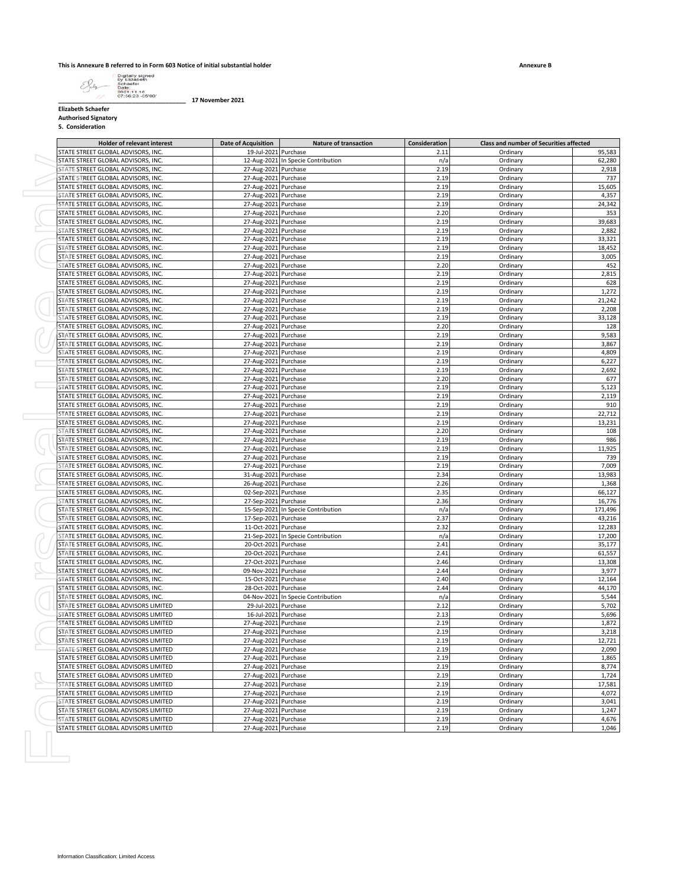This is Annexure B referred to in Form 603 Notice of initial substantial holder

**Annexure B**

Digitally signed by Elizabeth Schaefer Date: 2021.11.16 07:56:23 -05'00'

_______________________________ 17 November 2021

**Elizabeth Schaefer**
**Authorised Signatory**
**5. Consideration**

| Holder of relevant interest | Date of Acquisition | Nature of transaction | Consideration | Class and number of Securities affected | |
|---|---|---|---|---|---|
| STATE STREET GLOBAL ADVISORS, INC. | 19-Jul-2021 | Purchase | 2.11 | Ordinary | 95,583 |
| STATE STREET GLOBAL ADVISORS, INC. | 12-Aug-2021 | In Specie Contribution | n/a | Ordinary | 62,280 |
| STATE STREET GLOBAL ADVISORS, INC. | 27-Aug-2021 | Purchase | 2.19 | Ordinary | 2,918 |
| STATE STREET GLOBAL ADVISORS, INC. | 27-Aug-2021 | Purchase | 2.19 | Ordinary | 737 |
| STATE STREET GLOBAL ADVISORS, INC. | 27-Aug-2021 | Purchase | 2.19 | Ordinary | 15,605 |
| STATE STREET GLOBAL ADVISORS, INC. | 27-Aug-2021 | Purchase | 2.19 | Ordinary | 4,357 |
| STATE STREET GLOBAL ADVISORS, INC. | 27-Aug-2021 | Purchase | 2.19 | Ordinary | 24,342 |
| STATE STREET GLOBAL ADVISORS, INC. | 27-Aug-2021 | Purchase | 2.20 | Ordinary | 353 |
| STATE STREET GLOBAL ADVISORS, INC. | 27-Aug-2021 | Purchase | 2.19 | Ordinary | 39,683 |
| STATE STREET GLOBAL ADVISORS, INC. | 27-Aug-2021 | Purchase | 2.19 | Ordinary | 2,882 |
| STATE STREET GLOBAL ADVISORS, INC. | 27-Aug-2021 | Purchase | 2.19 | Ordinary | 33,321 |
| STATE STREET GLOBAL ADVISORS, INC. | 27-Aug-2021 | Purchase | 2.19 | Ordinary | 18,452 |
| STATE STREET GLOBAL ADVISORS, INC. | 27-Aug-2021 | Purchase | 2.19 | Ordinary | 3,005 |
| STATE STREET GLOBAL ADVISORS, INC. | 27-Aug-2021 | Purchase | 2.20 | Ordinary | 452 |
| STATE STREET GLOBAL ADVISORS, INC. | 27-Aug-2021 | Purchase | 2.19 | Ordinary | 2,815 |
| STATE STREET GLOBAL ADVISORS, INC. | 27-Aug-2021 | Purchase | 2.19 | Ordinary | 628 |
| STATE STREET GLOBAL ADVISORS, INC. | 27-Aug-2021 | Purchase | 2.19 | Ordinary | 1,272 |
| STATE STREET GLOBAL ADVISORS, INC. | 27-Aug-2021 | Purchase | 2.19 | Ordinary | 21,242 |
| STATE STREET GLOBAL ADVISORS, INC. | 27-Aug-2021 | Purchase | 2.19 | Ordinary | 2,208 |
| STATE STREET GLOBAL ADVISORS, INC. | 27-Aug-2021 | Purchase | 2.19 | Ordinary | 33,128 |
| STATE STREET GLOBAL ADVISORS, INC. | 27-Aug-2021 | Purchase | 2.20 | Ordinary | 128 |
| STATE STREET GLOBAL ADVISORS, INC. | 27-Aug-2021 | Purchase | 2.19 | Ordinary | 9,583 |
| STATE STREET GLOBAL ADVISORS, INC. | 27-Aug-2021 | Purchase | 2.19 | Ordinary | 3,867 |
| STATE STREET GLOBAL ADVISORS, INC. | 27-Aug-2021 | Purchase | 2.19 | Ordinary | 4,809 |
| STATE STREET GLOBAL ADVISORS, INC. | 27-Aug-2021 | Purchase | 2.19 | Ordinary | 6,227 |
| STATE STREET GLOBAL ADVISORS, INC. | 27-Aug-2021 | Purchase | 2.19 | Ordinary | 2,692 |
| STATE STREET GLOBAL ADVISORS, INC. | 27-Aug-2021 | Purchase | 2.20 | Ordinary | 677 |
| STATE STREET GLOBAL ADVISORS, INC. | 27-Aug-2021 | Purchase | 2.19 | Ordinary | 5,123 |
| STATE STREET GLOBAL ADVISORS, INC. | 27-Aug-2021 | Purchase | 2.19 | Ordinary | 2,119 |
| STATE STREET GLOBAL ADVISORS, INC. | 27-Aug-2021 | Purchase | 2.19 | Ordinary | 910 |
| STATE STREET GLOBAL ADVISORS, INC. | 27-Aug-2021 | Purchase | 2.19 | Ordinary | 22,712 |
| STATE STREET GLOBAL ADVISORS, INC. | 27-Aug-2021 | Purchase | 2.19 | Ordinary | 13,231 |
| STATE STREET GLOBAL ADVISORS, INC. | 27-Aug-2021 | Purchase | 2.20 | Ordinary | 108 |
| STATE STREET GLOBAL ADVISORS, INC. | 27-Aug-2021 | Purchase | 2.19 | Ordinary | 986 |
| STATE STREET GLOBAL ADVISORS, INC. | 27-Aug-2021 | Purchase | 2.19 | Ordinary | 11,925 |
| STATE STREET GLOBAL ADVISORS, INC. | 27-Aug-2021 | Purchase | 2.19 | Ordinary | 739 |
| STATE STREET GLOBAL ADVISORS, INC. | 27-Aug-2021 | Purchase | 2.19 | Ordinary | 7,009 |
| STATE STREET GLOBAL ADVISORS, INC. | 31-Aug-2021 | Purchase | 2.34 | Ordinary | 13,983 |
| STATE STREET GLOBAL ADVISORS, INC. | 26-Aug-2021 | Purchase | 2.26 | Ordinary | 1,368 |
| STATE STREET GLOBAL ADVISORS, INC. | 02-Sep-2021 | Purchase | 2.35 | Ordinary | 66,127 |
| STATE STREET GLOBAL ADVISORS, INC. | 27-Sep-2021 | Purchase | 2.36 | Ordinary | 16,776 |
| STATE STREET GLOBAL ADVISORS, INC. | 15-Sep-2021 | In Specie Contribution | n/a | Ordinary | 171,496 |
| STATE STREET GLOBAL ADVISORS, INC. | 17-Sep-2021 | Purchase | 2.37 | Ordinary | 43,216 |
| STATE STREET GLOBAL ADVISORS, INC. | 11-Oct-2021 | Purchase | 2.32 | Ordinary | 12,283 |
| STATE STREET GLOBAL ADVISORS, INC. | 21-Sep-2021 | In Specie Contribution | n/a | Ordinary | 17,200 |
| STATE STREET GLOBAL ADVISORS, INC. | 20-Oct-2021 | Purchase | 2.41 | Ordinary | 35,177 |
| STATE STREET GLOBAL ADVISORS, INC. | 20-Oct-2021 | Purchase | 2.41 | Ordinary | 61,557 |
| STATE STREET GLOBAL ADVISORS, INC. | 27-Oct-2021 | Purchase | 2.46 | Ordinary | 13,308 |
| STATE STREET GLOBAL ADVISORS, INC. | 09-Nov-2021 | Purchase | 2.44 | Ordinary | 3,977 |
| STATE STREET GLOBAL ADVISORS, INC. | 15-Oct-2021 | Purchase | 2.40 | Ordinary | 12,164 |
| STATE STREET GLOBAL ADVISORS, INC. | 28-Oct-2021 | Purchase | 2.44 | Ordinary | 44,170 |
| STATE STREET GLOBAL ADVISORS, INC. | 04-Nov-2021 | In Specie Contribution | n/a | Ordinary | 5,544 |
| STATE STREET GLOBAL ADVISORS LIMITED | 29-Jul-2021 | Purchase | 2.12 | Ordinary | 5,702 |
| STATE STREET GLOBAL ADVISORS LIMITED | 16-Jul-2021 | Purchase | 2.13 | Ordinary | 5,696 |
| STATE STREET GLOBAL ADVISORS LIMITED | 27-Aug-2021 | Purchase | 2.19 | Ordinary | 1,872 |
| STATE STREET GLOBAL ADVISORS LIMITED | 27-Aug-2021 | Purchase | 2.19 | Ordinary | 3,218 |
| STATE STREET GLOBAL ADVISORS LIMITED | 27-Aug-2021 | Purchase | 2.19 | Ordinary | 12,721 |
| STATE STREET GLOBAL ADVISORS LIMITED | 27-Aug-2021 | Purchase | 2.19 | Ordinary | 2,090 |
| STATE STREET GLOBAL ADVISORS LIMITED | 27-Aug-2021 | Purchase | 2.19 | Ordinary | 1,865 |
| STATE STREET GLOBAL ADVISORS LIMITED | 27-Aug-2021 | Purchase | 2.19 | Ordinary | 8,774 |
| STATE STREET GLOBAL ADVISORS LIMITED | 27-Aug-2021 | Purchase | 2.19 | Ordinary | 1,724 |
| STATE STREET GLOBAL ADVISORS LIMITED | 27-Aug-2021 | Purchase | 2.19 | Ordinary | 17,581 |
| STATE STREET GLOBAL ADVISORS LIMITED | 27-Aug-2021 | Purchase | 2.19 | Ordinary | 4,072 |
| STATE STREET GLOBAL ADVISORS LIMITED | 27-Aug-2021 | Purchase | 2.19 | Ordinary | 3,041 |
| STATE STREET GLOBAL ADVISORS LIMITED | 27-Aug-2021 | Purchase | 2.19 | Ordinary | 1,247 |
| STATE STREET GLOBAL ADVISORS LIMITED | 27-Aug-2021 | Purchase | 2.19 | Ordinary | 4,676 |
| STATE STREET GLOBAL ADVISORS LIMITED | 27-Aug-2021 | Purchase | 2.19 | Ordinary | 1,046 |

Information Classification: Limited Access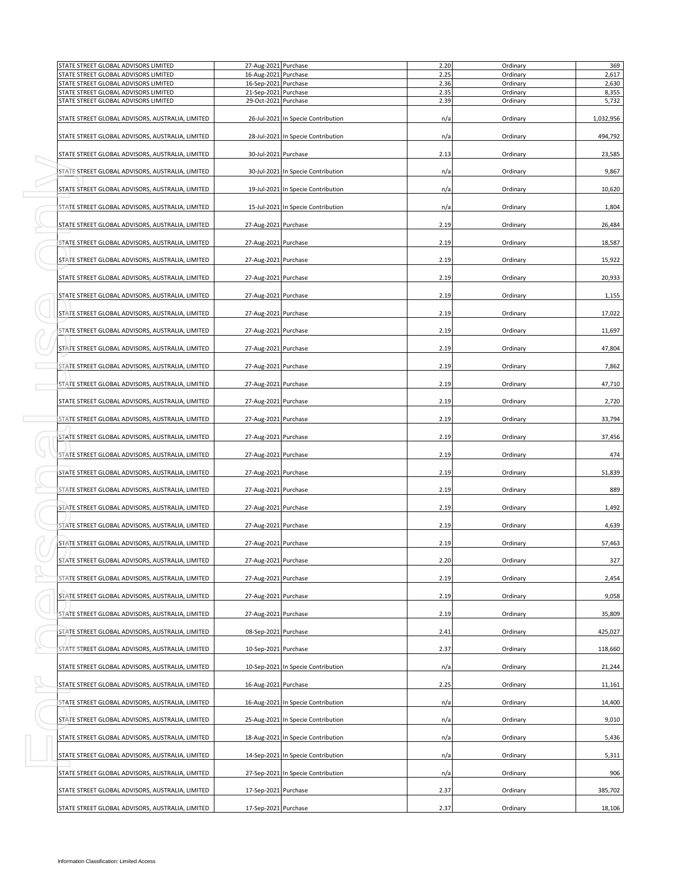| | | | | | |
|---|---|---|---|---|---|
| STATE STREET GLOBAL ADVISORS LIMITED | 27-Aug-2021 | Purchase | 2.20 | Ordinary | 369 |
| STATE STREET GLOBAL ADVISORS LIMITED | 16-Aug-2021 | Purchase | 2.25 | Ordinary | 2,617 |
| STATE STREET GLOBAL ADVISORS LIMITED | 16-Sep-2021 | Purchase | 2.36 | Ordinary | 2,630 |
| STATE STREET GLOBAL ADVISORS LIMITED | 21-Sep-2021 | Purchase | 2.35 | Ordinary | 8,355 |
| STATE STREET GLOBAL ADVISORS LIMITED | 29-Oct-2021 | Purchase | 2.39 | Ordinary | 5,732 |
| STATE STREET GLOBAL ADVISORS, AUSTRALIA, LIMITED | 26-Jul-2021 | In Specie Contribution | n/a | Ordinary | 1,032,956 |
| STATE STREET GLOBAL ADVISORS, AUSTRALIA, LIMITED | 28-Jul-2021 | In Specie Contribution | n/a | Ordinary | 494,792 |
| STATE STREET GLOBAL ADVISORS, AUSTRALIA, LIMITED | 30-Jul-2021 | Purchase | 2.13 | Ordinary | 23,585 |
| STATE STREET GLOBAL ADVISORS, AUSTRALIA, LIMITED | 30-Jul-2021 | In Specie Contribution | n/a | Ordinary | 9,867 |
| STATE STREET GLOBAL ADVISORS, AUSTRALIA, LIMITED | 19-Jul-2021 | In Specie Contribution | n/a | Ordinary | 10,620 |
| STATE STREET GLOBAL ADVISORS, AUSTRALIA, LIMITED | 15-Jul-2021 | In Specie Contribution | n/a | Ordinary | 1,804 |
| STATE STREET GLOBAL ADVISORS, AUSTRALIA, LIMITED | 27-Aug-2021 | Purchase | 2.19 | Ordinary | 26,484 |
| STATE STREET GLOBAL ADVISORS, AUSTRALIA, LIMITED | 27-Aug-2021 | Purchase | 2.19 | Ordinary | 18,587 |
| STATE STREET GLOBAL ADVISORS, AUSTRALIA, LIMITED | 27-Aug-2021 | Purchase | 2.19 | Ordinary | 15,922 |
| STATE STREET GLOBAL ADVISORS, AUSTRALIA, LIMITED | 27-Aug-2021 | Purchase | 2.19 | Ordinary | 20,933 |
| STATE STREET GLOBAL ADVISORS, AUSTRALIA, LIMITED | 27-Aug-2021 | Purchase | 2.19 | Ordinary | 1,155 |
| STATE STREET GLOBAL ADVISORS, AUSTRALIA, LIMITED | 27-Aug-2021 | Purchase | 2.19 | Ordinary | 17,022 |
| STATE STREET GLOBAL ADVISORS, AUSTRALIA, LIMITED | 27-Aug-2021 | Purchase | 2.19 | Ordinary | 11,697 |
| STATE STREET GLOBAL ADVISORS, AUSTRALIA, LIMITED | 27-Aug-2021 | Purchase | 2.19 | Ordinary | 47,804 |
| STATE STREET GLOBAL ADVISORS, AUSTRALIA, LIMITED | 27-Aug-2021 | Purchase | 2.19 | Ordinary | 7,862 |
| STATE STREET GLOBAL ADVISORS, AUSTRALIA, LIMITED | 27-Aug-2021 | Purchase | 2.19 | Ordinary | 47,710 |
| STATE STREET GLOBAL ADVISORS, AUSTRALIA, LIMITED | 27-Aug-2021 | Purchase | 2.19 | Ordinary | 2,720 |
| STATE STREET GLOBAL ADVISORS, AUSTRALIA, LIMITED | 27-Aug-2021 | Purchase | 2.19 | Ordinary | 33,794 |
| STATE STREET GLOBAL ADVISORS, AUSTRALIA, LIMITED | 27-Aug-2021 | Purchase | 2.19 | Ordinary | 37,456 |
| STATE STREET GLOBAL ADVISORS, AUSTRALIA, LIMITED | 27-Aug-2021 | Purchase | 2.19 | Ordinary | 474 |
| STATE STREET GLOBAL ADVISORS, AUSTRALIA, LIMITED | 27-Aug-2021 | Purchase | 2.19 | Ordinary | 51,839 |
| STATE STREET GLOBAL ADVISORS, AUSTRALIA, LIMITED | 27-Aug-2021 | Purchase | 2.19 | Ordinary | 889 |
| STATE STREET GLOBAL ADVISORS, AUSTRALIA, LIMITED | 27-Aug-2021 | Purchase | 2.19 | Ordinary | 1,492 |
| STATE STREET GLOBAL ADVISORS, AUSTRALIA, LIMITED | 27-Aug-2021 | Purchase | 2.19 | Ordinary | 4,639 |
| STATE STREET GLOBAL ADVISORS, AUSTRALIA, LIMITED | 27-Aug-2021 | Purchase | 2.19 | Ordinary | 57,463 |
| STATE STREET GLOBAL ADVISORS, AUSTRALIA, LIMITED | 27-Aug-2021 | Purchase | 2.20 | Ordinary | 327 |
| STATE STREET GLOBAL ADVISORS, AUSTRALIA, LIMITED | 27-Aug-2021 | Purchase | 2.19 | Ordinary | 2,454 |
| STATE STREET GLOBAL ADVISORS, AUSTRALIA, LIMITED | 27-Aug-2021 | Purchase | 2.19 | Ordinary | 9,058 |
| STATE STREET GLOBAL ADVISORS, AUSTRALIA, LIMITED | 27-Aug-2021 | Purchase | 2.19 | Ordinary | 35,809 |
| STATE STREET GLOBAL ADVISORS, AUSTRALIA, LIMITED | 08-Sep-2021 | Purchase | 2.41 | Ordinary | 425,027 |
| STATE STREET GLOBAL ADVISORS, AUSTRALIA, LIMITED | 10-Sep-2021 | Purchase | 2.37 | Ordinary | 118,660 |
| STATE STREET GLOBAL ADVISORS, AUSTRALIA, LIMITED | 10-Sep-2021 | In Specie Contribution | n/a | Ordinary | 21,244 |
| STATE STREET GLOBAL ADVISORS, AUSTRALIA, LIMITED | 16-Aug-2021 | Purchase | 2.25 | Ordinary | 11,161 |
| STATE STREET GLOBAL ADVISORS, AUSTRALIA, LIMITED | 16-Aug-2021 | In Specie Contribution | n/a | Ordinary | 14,400 |
| STATE STREET GLOBAL ADVISORS, AUSTRALIA, LIMITED | 25-Aug-2021 | In Specie Contribution | n/a | Ordinary | 9,010 |
| STATE STREET GLOBAL ADVISORS, AUSTRALIA, LIMITED | 18-Aug-2021 | In Specie Contribution | n/a | Ordinary | 5,436 |
| STATE STREET GLOBAL ADVISORS, AUSTRALIA, LIMITED | 14-Sep-2021 | In Specie Contribution | n/a | Ordinary | 5,311 |
| STATE STREET GLOBAL ADVISORS, AUSTRALIA, LIMITED | 27-Sep-2021 | In Specie Contribution | n/a | Ordinary | 906 |
| STATE STREET GLOBAL ADVISORS, AUSTRALIA, LIMITED | 17-Sep-2021 | Purchase | 2.37 | Ordinary | 385,702 |
| STATE STREET GLOBAL ADVISORS, AUSTRALIA, LIMITED | 17-Sep-2021 | Purchase | 2.37 | Ordinary | 18,106 |

Information Classification: Limited Access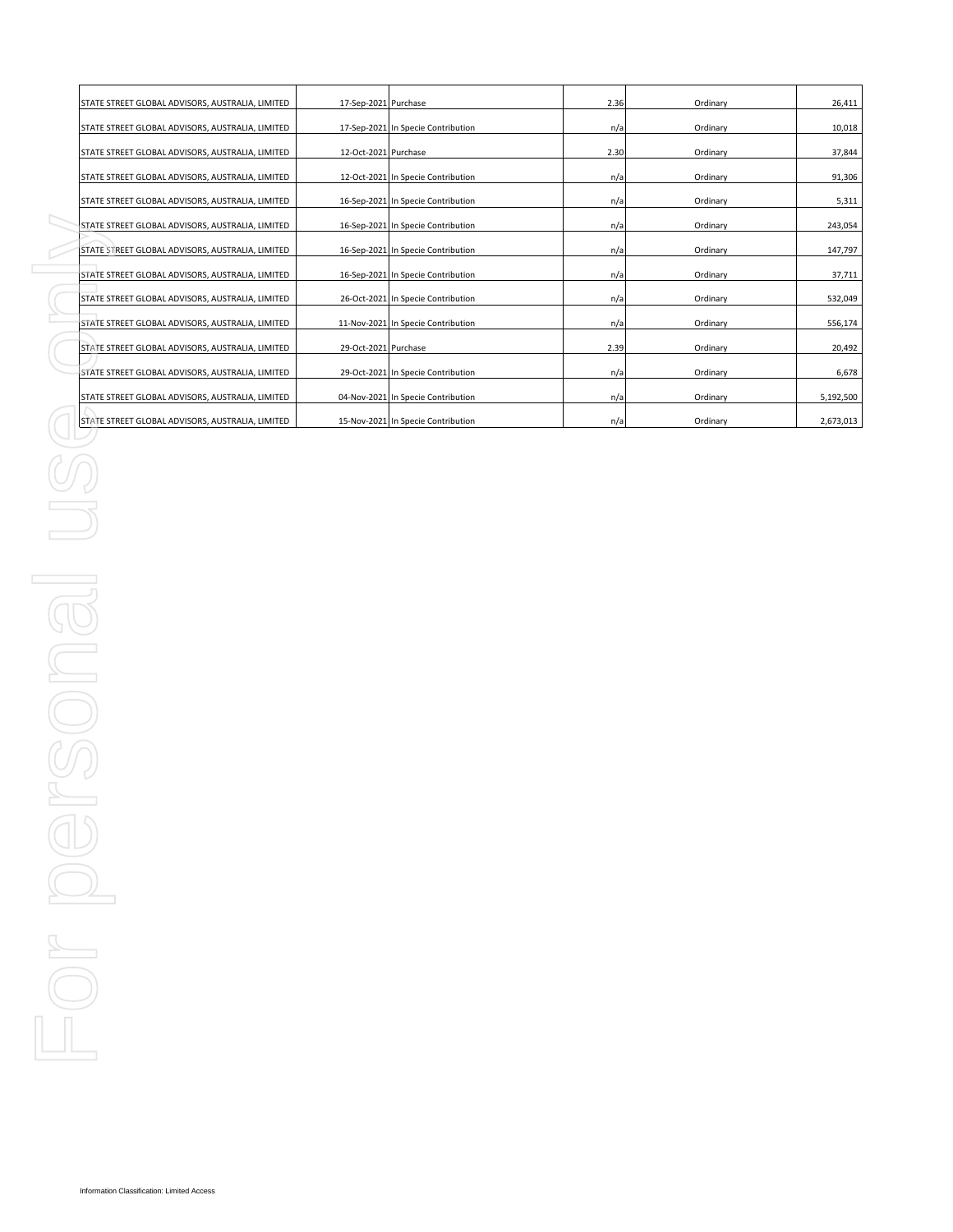| | | | | | |
|---|---|---|---|---|---|
| STATE STREET GLOBAL ADVISORS, AUSTRALIA, LIMITED | 17-Sep-2021 | Purchase | 2.36 | Ordinary | 26,411 |
| STATE STREET GLOBAL ADVISORS, AUSTRALIA, LIMITED | 17-Sep-2021 | In Specie Contribution | n/a | Ordinary | 10,018 |
| STATE STREET GLOBAL ADVISORS, AUSTRALIA, LIMITED | 12-Oct-2021 | Purchase | 2.30 | Ordinary | 37,844 |
| STATE STREET GLOBAL ADVISORS, AUSTRALIA, LIMITED | 12-Oct-2021 | In Specie Contribution | n/a | Ordinary | 91,306 |
| STATE STREET GLOBAL ADVISORS, AUSTRALIA, LIMITED | 16-Sep-2021 | In Specie Contribution | n/a | Ordinary | 5,311 |
| STATE STREET GLOBAL ADVISORS, AUSTRALIA, LIMITED | 16-Sep-2021 | In Specie Contribution | n/a | Ordinary | 243,054 |
| STATE STREET GLOBAL ADVISORS, AUSTRALIA, LIMITED | 16-Sep-2021 | In Specie Contribution | n/a | Ordinary | 147,797 |
| STATE STREET GLOBAL ADVISORS, AUSTRALIA, LIMITED | 16-Sep-2021 | In Specie Contribution | n/a | Ordinary | 37,711 |
| STATE STREET GLOBAL ADVISORS, AUSTRALIA, LIMITED | 26-Oct-2021 | In Specie Contribution | n/a | Ordinary | 532,049 |
| STATE STREET GLOBAL ADVISORS, AUSTRALIA, LIMITED | 11-Nov-2021 | In Specie Contribution | n/a | Ordinary | 556,174 |
| STATE STREET GLOBAL ADVISORS, AUSTRALIA, LIMITED | 29-Oct-2021 | Purchase | 2.39 | Ordinary | 20,492 |
| STATE STREET GLOBAL ADVISORS, AUSTRALIA, LIMITED | 29-Oct-2021 | In Specie Contribution | n/a | Ordinary | 6,678 |
| STATE STREET GLOBAL ADVISORS, AUSTRALIA, LIMITED | 04-Nov-2021 | In Specie Contribution | n/a | Ordinary | 5,192,500 |
| STATE STREET GLOBAL ADVISORS, AUSTRALIA, LIMITED | 15-Nov-2021 | In Specie Contribution | n/a | Ordinary | 2,673,013 |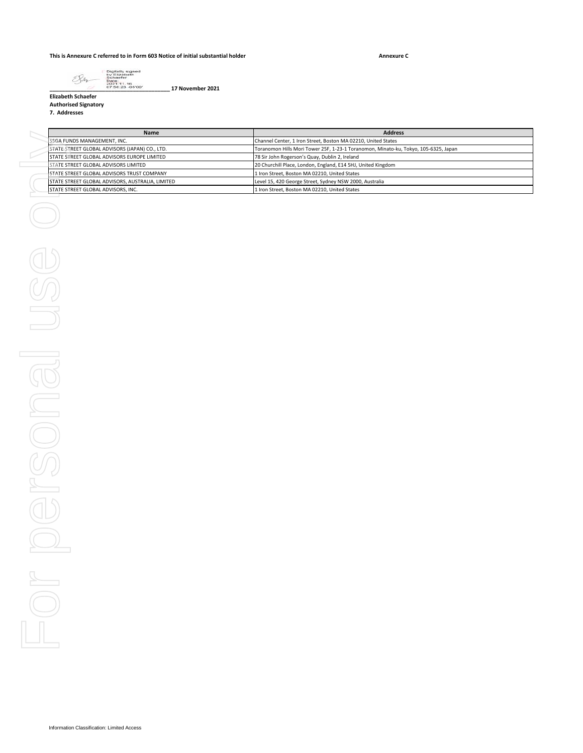This is Annexure C referred to in Form 603 Notice of initial substantial holder

**Annexure C**

Digitally signed by Elizabeth Schaefer
Date: 2021.11.16 07:56:23 -05'00'

\_\_\_\_\_\_\_\_\_\_\_\_\_\_\_\_\_\_\_\_\_\_\_\_\_\_\_\_\_\_\_\_\_\_ **17 November 2021**

**Elizabeth Schaefer**
**Authorised Signatory**

**7. Addresses**

| Name | Address |
|---|---|
| SSGA FUNDS MANAGEMENT, INC. | Channel Center, 1 Iron Street, Boston MA 02210, United States |
| STATE STREET GLOBAL ADVISORS (JAPAN) CO., LTD. | Toranomon Hills Mori Tower 25F, 1-23-1 Toranomon, Minato-ku, Tokyo, 105-6325, Japan |
| STATE STREET GLOBAL ADVISORS EUROPE LIMITED | 78 Sir John Rogerson's Quay, Dublin 2, Ireland |
| STATE STREET GLOBAL ADVISORS LIMITED | 20 Churchill Place, London, England, E14 5HJ, United Kingdom |
| STATE STREET GLOBAL ADVISORS TRUST COMPANY | 1 Iron Street, Boston MA 02210, United States |
| STATE STREET GLOBAL ADVISORS, AUSTRALIA, LIMITED | Level 15, 420 George Street, Sydney NSW 2000, Australia |
| STATE STREET GLOBAL ADVISORS, INC. | 1 Iron Street, Boston MA 02210, United States |

Information Classification: Limited Access